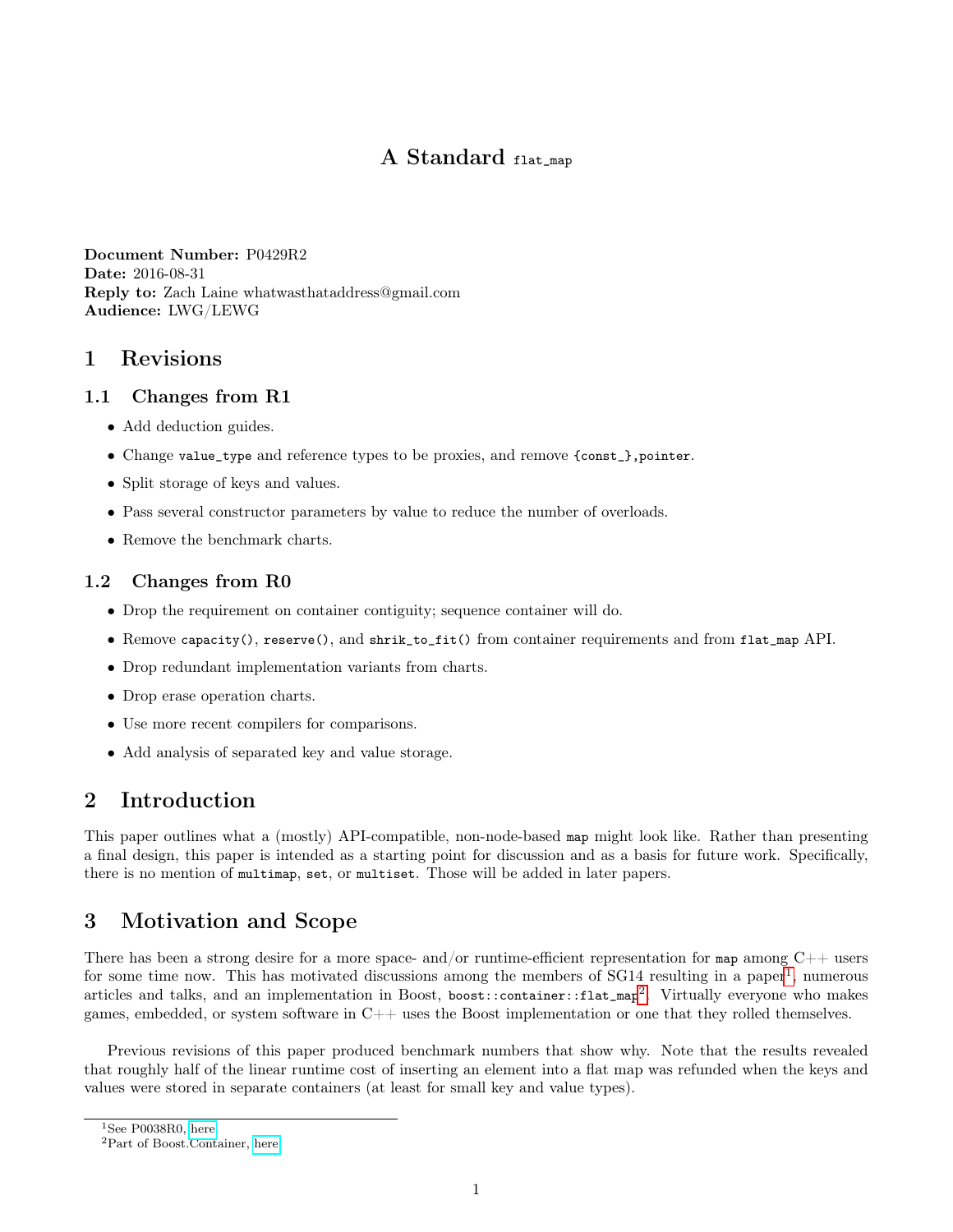# A Standard `flat_map`

**Document Number:** P0429R2
**Date:** 2016-08-31
**Reply to:** Zach Laine whatwasthataddress@gmail.com
**Audience:** LWG/LEWG

## 1 Revisions

### 1.1 Changes from R1

- Add deduction guides.
- Change `value_type` and reference types to be proxies, and remove `{const_},pointer`.
- Split storage of keys and values.
- Pass several constructor parameters by value to reduce the number of overloads.
- Remove the benchmark charts.

### 1.2 Changes from R0

- Drop the requirement on container contiguity; sequence container will do.
- Remove `capacity()`, `reserve()`, and `shrik_to_fit()` from container requirements and from `flat_map` API.
- Drop redundant implementation variants from charts.
- Drop erase operation charts.
- Use more recent compilers for comparisons.
- Add analysis of separated key and value storage.

## 2 Introduction

This paper outlines what a (mostly) API-compatible, non-node-based `map` might look like. Rather than presenting a final design, this paper is intended as a starting point for discussion and as a basis for future work. Specifically, there is no mention of `multimap`, `set`, or `multiset`. Those will be added in later papers.

## 3 Motivation and Scope

There has been a strong desire for a more space- and/or runtime-efficient representation for `map` among C++ users for some time now. This has motivated discussions among the members of SG14 resulting in a paper[1], numerous articles and talks, and an implementation in Boost, `boost::container::flat_map`[2]. Virtually everyone who makes games, embedded, or system software in C++ uses the Boost implementation or one that they rolled themselves.

Previous revisions of this paper produced benchmark numbers that show why. Note that the results revealed that roughly half of the linear runtime cost of inserting an element into a flat map was refunded when the keys and values were stored in separate containers (at least for small key and value types).

[1] See P0038R0, here

[2] Part of Boost.Container, here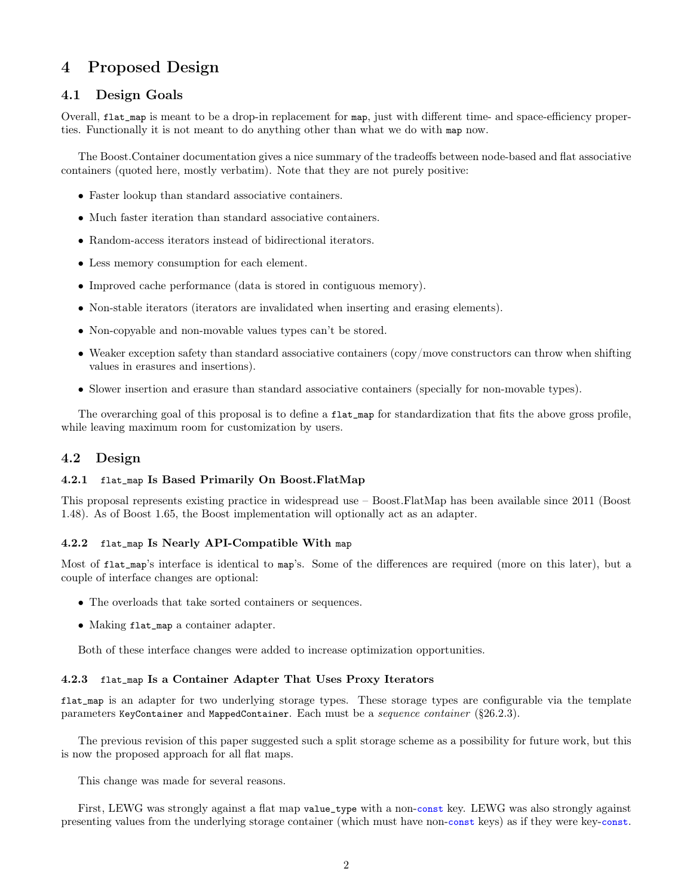# 4 Proposed Design

## 4.1 Design Goals

Overall, `flat_map` is meant to be a drop-in replacement for `map`, just with different time- and space-efficiency properties. Functionally it is not meant to do anything other than what we do with `map` now.

The Boost.Container documentation gives a nice summary of the tradeoffs between node-based and flat associative containers (quoted here, mostly verbatim). Note that they are not purely positive:

- Faster lookup than standard associative containers.
- Much faster iteration than standard associative containers.
- Random-access iterators instead of bidirectional iterators.
- Less memory consumption for each element.
- Improved cache performance (data is stored in contiguous memory).
- Non-stable iterators (iterators are invalidated when inserting and erasing elements).
- Non-copyable and non-movable values types can't be stored.
- Weaker exception safety than standard associative containers (copy/move constructors can throw when shifting values in erasures and insertions).
- Slower insertion and erasure than standard associative containers (specially for non-movable types).

The overarching goal of this proposal is to define a `flat_map` for standardization that fits the above gross profile, while leaving maximum room for customization by users.

## 4.2 Design

### 4.2.1 `flat_map` Is Based Primarily On Boost.FlatMap

This proposal represents existing practice in widespread use – Boost.FlatMap has been available since 2011 (Boost 1.48). As of Boost 1.65, the Boost implementation will optionally act as an adapter.

### 4.2.2 `flat_map` Is Nearly API-Compatible With `map`

Most of `flat_map`'s interface is identical to `map`'s. Some of the differences are required (more on this later), but a couple of interface changes are optional:

- The overloads that take sorted containers or sequences.
- Making `flat_map` a container adapter.

Both of these interface changes were added to increase optimization opportunities.

### 4.2.3 `flat_map` Is a Container Adapter That Uses Proxy Iterators

`flat_map` is an adapter for two underlying storage types. These storage types are configurable via the template parameters `KeyContainer` and `MappedContainer`. Each must be a *sequence container* (§26.2.3).

The previous revision of this paper suggested such a split storage scheme as a possibility for future work, but this is now the proposed approach for all flat maps.

This change was made for several reasons.

First, LEWG was strongly against a flat map `value_type` with a non-`const` key. LEWG was also strongly against presenting values from the underlying storage container (which must have non-`const` keys) as if they were key-`const`.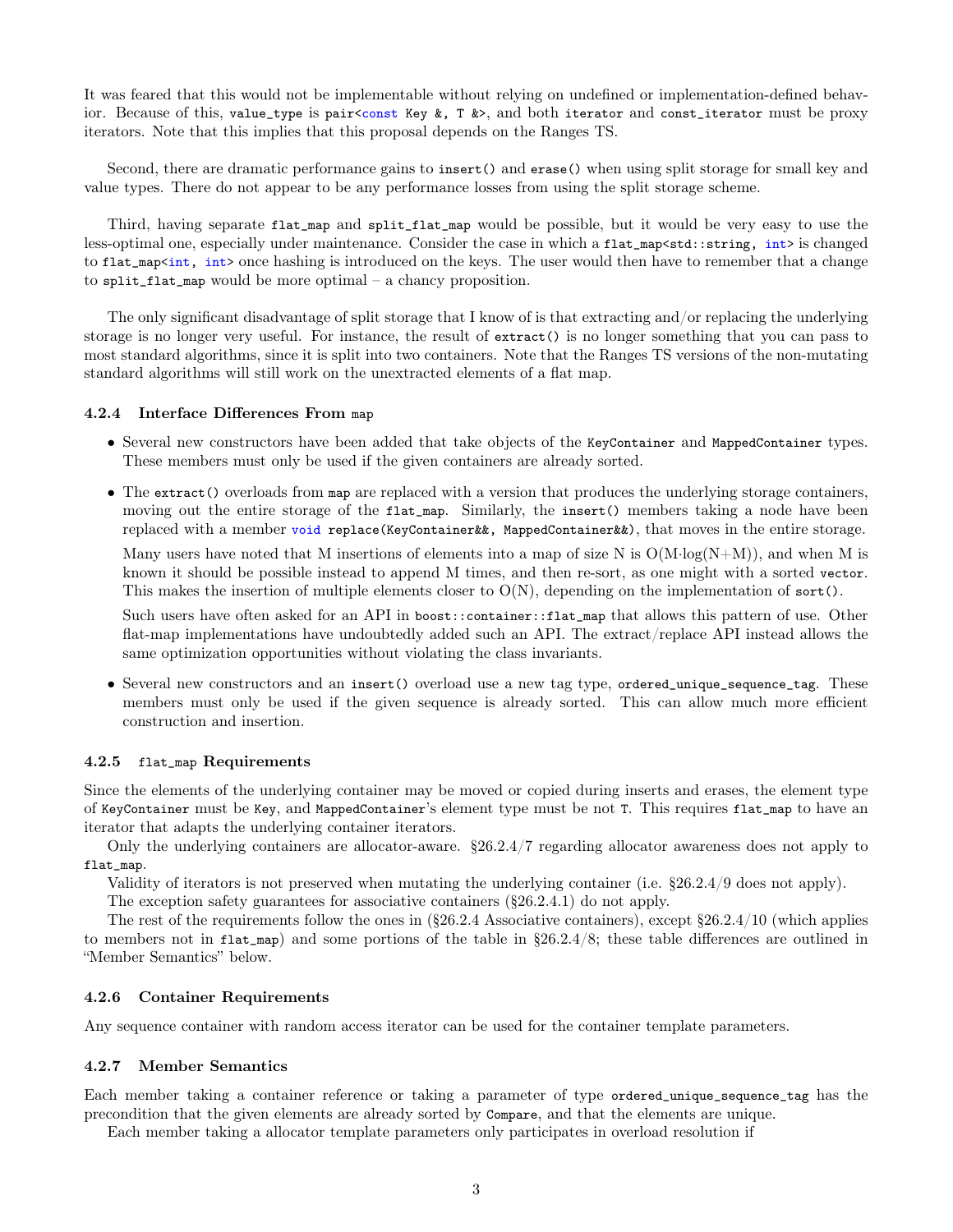It was feared that this would not be implementable without relying on undefined or implementation-defined behavior. Because of this, `value_type` is `pair<const Key &, T &>`, and both `iterator` and `const_iterator` must be proxy iterators. Note that this implies that this proposal depends on the Ranges TS.

Second, there are dramatic performance gains to `insert()` and `erase()` when using split storage for small key and value types. There do not appear to be any performance losses from using the split storage scheme.

Third, having separate `flat_map` and `split_flat_map` would be possible, but it would be very easy to use the less-optimal one, especially under maintenance. Consider the case in which a `flat_map<std::string, int>` is changed to `flat_map<int, int>` once hashing is introduced on the keys. The user would then have to remember that a change to `split_flat_map` would be more optimal – a chancy proposition.

The only significant disadvantage of split storage that I know of is that extracting and/or replacing the underlying storage is no longer very useful. For instance, the result of `extract()` is no longer something that you can pass to most standard algorithms, since it is split into two containers. Note that the Ranges TS versions of the non-mutating standard algorithms will still work on the unextracted elements of a flat map.

#### 4.2.4 Interface Differences From `map`

- Several new constructors have been added that take objects of the `KeyContainer` and `MappedContainer` types. These members must only be used if the given containers are already sorted.
- The `extract()` overloads from `map` are replaced with a version that produces the underlying storage containers, moving out the entire storage of the `flat_map`. Similarly, the `insert()` members taking a node have been replaced with a member `void replace(KeyContainer&&, MappedContainer&&)`, that moves in the entire storage.

  Many users have noted that M insertions of elements into a map of size N is $O(M \cdot \log(N+M))$, and when M is known it should be possible instead to append M times, and then re-sort, as one might with a sorted `vector`. This makes the insertion of multiple elements closer to $O(N)$, depending on the implementation of `sort()`.

  Such users have often asked for an API in `boost::container::flat_map` that allows this pattern of use. Other flat-map implementations have undoubtedly added such an API. The extract/replace API instead allows the same optimization opportunities without violating the class invariants.
- Several new constructors and an `insert()` overload use a new tag type, `ordered_unique_sequence_tag`. These members must only be used if the given sequence is already sorted. This can allow much more efficient construction and insertion.

#### 4.2.5 `flat_map` Requirements

Since the elements of the underlying container may be moved or copied during inserts and erases, the element type of `KeyContainer` must be `Key`, and `MappedContainer`'s element type must be not `T`. This requires `flat_map` to have an iterator that adapts the underlying container iterators.

Only the underlying containers are allocator-aware. §26.2.4/7 regarding allocator awareness does not apply to `flat_map`.

Validity of iterators is not preserved when mutating the underlying container (i.e. §26.2.4/9 does not apply).

The exception safety guarantees for associative containers (§26.2.4.1) do not apply.

The rest of the requirements follow the ones in (§26.2.4 Associative containers), except §26.2.4/10 (which applies to members not in `flat_map`) and some portions of the table in §26.2.4/8; these table differences are outlined in "Member Semantics" below.

#### 4.2.6 Container Requirements

Any sequence container with random access iterator can be used for the container template parameters.

#### 4.2.7 Member Semantics

Each member taking a container reference or taking a parameter of type `ordered_unique_sequence_tag` has the precondition that the given elements are already sorted by `Compare`, and that the elements are unique.

Each member taking a allocator template parameters only participates in overload resolution if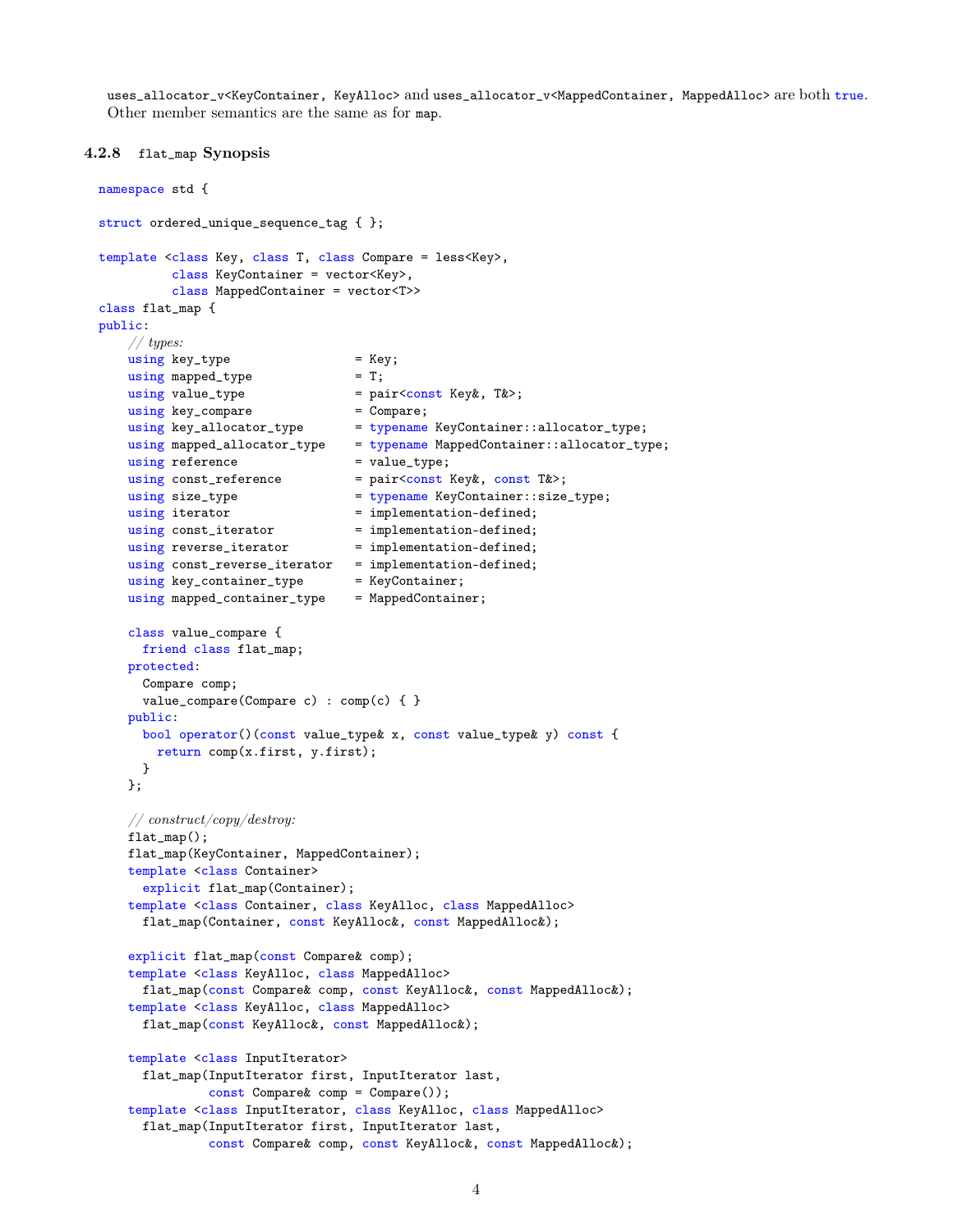`uses_allocator_v<KeyContainer, KeyAlloc>` and `uses_allocator_v<MappedContainer, MappedAlloc>` are both `true`. Other member semantics are the same as for `map`.

### 4.2.8 `flat_map` Synopsis

```
namespace std {

struct ordered_unique_sequence_tag { };

template <class Key, class T, class Compare = less<Key>,
          class KeyContainer = vector<Key>,
          class MappedContainer = vector<T>>
class flat_map {
public:
    // types:
    using key_type                  = Key;
    using mapped_type               = T;
    using value_type                = pair<const Key&, T&>;
    using key_compare               = Compare;
    using key_allocator_type        = typename KeyContainer::allocator_type;
    using mapped_allocator_type     = typename MappedContainer::allocator_type;
    using reference                 = value_type;
    using const_reference           = pair<const Key&, const T&>;
    using size_type                 = typename KeyContainer::size_type;
    using iterator                  = implementation-defined;
    using const_iterator            = implementation-defined;
    using reverse_iterator          = implementation-defined;
    using const_reverse_iterator    = implementation-defined;
    using key_container_type        = KeyContainer;
    using mapped_container_type     = MappedContainer;

    class value_compare {
      friend class flat_map;
    protected:
      Compare comp;
      value_compare(Compare c) : comp(c) { }
    public:
      bool operator()(const value_type& x, const value_type& y) const {
        return comp(x.first, y.first);
      }
    };

    // construct/copy/destroy:
    flat_map();
    flat_map(KeyContainer, MappedContainer);
    template <class Container>
      explicit flat_map(Container);
    template <class Container, class KeyAlloc, class MappedAlloc>
      flat_map(Container, const KeyAlloc&, const MappedAlloc&);

    explicit flat_map(const Compare& comp);
    template <class KeyAlloc, class MappedAlloc>
      flat_map(const Compare& comp, const KeyAlloc&, const MappedAlloc&);
    template <class KeyAlloc, class MappedAlloc>
      flat_map(const KeyAlloc&, const MappedAlloc&);

    template <class InputIterator>
      flat_map(InputIterator first, InputIterator last,
               const Compare& comp = Compare());
    template <class InputIterator, class KeyAlloc, class MappedAlloc>
      flat_map(InputIterator first, InputIterator last,
               const Compare& comp, const KeyAlloc&, const MappedAlloc&);
```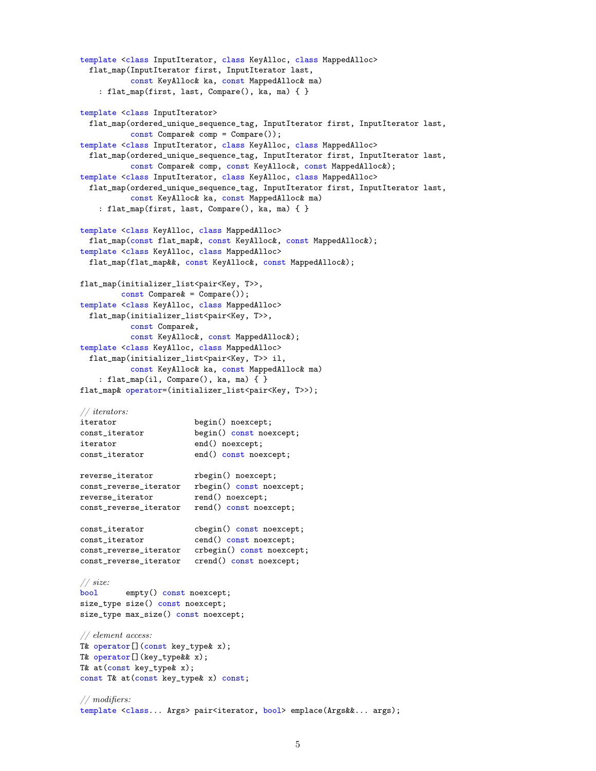```
template <class InputIterator, class KeyAlloc, class MappedAlloc>
  flat_map(InputIterator first, InputIterator last,
           const KeyAlloc& ka, const MappedAlloc& ma)
    : flat_map(first, last, Compare(), ka, ma) { }

template <class InputIterator>
  flat_map(ordered_unique_sequence_tag, InputIterator first, InputIterator last,
           const Compare& comp = Compare());
template <class InputIterator, class KeyAlloc, class MappedAlloc>
  flat_map(ordered_unique_sequence_tag, InputIterator first, InputIterator last,
           const Compare& comp, const KeyAlloc&, const MappedAlloc&);
template <class InputIterator, class KeyAlloc, class MappedAlloc>
  flat_map(ordered_unique_sequence_tag, InputIterator first, InputIterator last,
           const KeyAlloc& ka, const MappedAlloc& ma)
    : flat_map(first, last, Compare(), ka, ma) { }

template <class KeyAlloc, class MappedAlloc>
  flat_map(const flat_map&, const KeyAlloc&, const MappedAlloc&);
template <class KeyAlloc, class MappedAlloc>
  flat_map(flat_map&&, const KeyAlloc&, const MappedAlloc&);

flat_map(initializer_list<pair<Key, T>>,
         const Compare& = Compare());
template <class KeyAlloc, class MappedAlloc>
  flat_map(initializer_list<pair<Key, T>>,
           const Compare&,
           const KeyAlloc&, const MappedAlloc&);
template <class KeyAlloc, class MappedAlloc>
  flat_map(initializer_list<pair<Key, T>> il,
           const KeyAlloc& ka, const MappedAlloc& ma)
    : flat_map(il, Compare(), ka, ma) { }
flat_map& operator=(initializer_list<pair<Key, T>>);

// iterators:
iterator                begin() noexcept;
const_iterator          begin() const noexcept;
iterator                end() noexcept;
const_iterator          end() const noexcept;

reverse_iterator        rbegin() noexcept;
const_reverse_iterator  rbegin() const noexcept;
reverse_iterator        rend() noexcept;
const_reverse_iterator  rend() const noexcept;

const_iterator          cbegin() const noexcept;
const_iterator          cend() const noexcept;
const_reverse_iterator  crbegin() const noexcept;
const_reverse_iterator  crend() const noexcept;

// size:
bool      empty() const noexcept;
size_type size() const noexcept;
size_type max_size() const noexcept;

// element access:
T& operator[](const key_type& x);
T& operator[](key_type&& x);
T& at(const key_type& x);
const T& at(const key_type& x) const;

// modifiers:
template <class... Args> pair<iterator, bool> emplace(Args&&... args);
```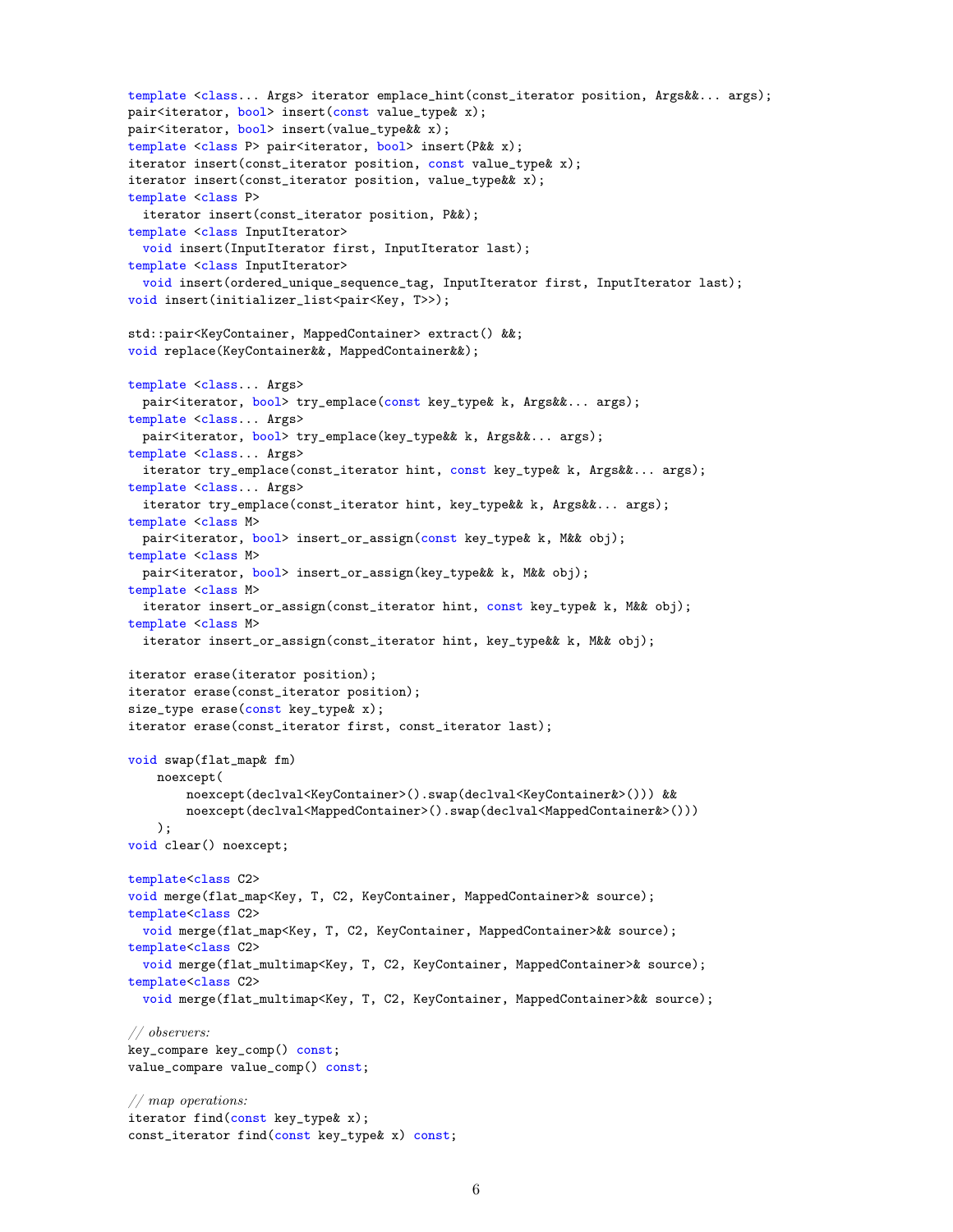```
template <class... Args> iterator emplace_hint(const_iterator position, Args&&... args);
pair<iterator, bool> insert(const value_type& x);
pair<iterator, bool> insert(value_type&& x);
template <class P> pair<iterator, bool> insert(P&& x);
iterator insert(const_iterator position, const value_type& x);
iterator insert(const_iterator position, value_type&& x);
template <class P>
  iterator insert(const_iterator position, P&&);
template <class InputIterator>
  void insert(InputIterator first, InputIterator last);
template <class InputIterator>
  void insert(ordered_unique_sequence_tag, InputIterator first, InputIterator last);
void insert(initializer_list<pair<Key, T>>);

std::pair<KeyContainer, MappedContainer> extract() &&;
void replace(KeyContainer&&, MappedContainer&&);

template <class... Args>
  pair<iterator, bool> try_emplace(const key_type& k, Args&&... args);
template <class... Args>
  pair<iterator, bool> try_emplace(key_type&& k, Args&&... args);
template <class... Args>
  iterator try_emplace(const_iterator hint, const key_type& k, Args&&... args);
template <class... Args>
  iterator try_emplace(const_iterator hint, key_type&& k, Args&&... args);
template <class M>
  pair<iterator, bool> insert_or_assign(const key_type& k, M&& obj);
template <class M>
  pair<iterator, bool> insert_or_assign(key_type&& k, M&& obj);
template <class M>
  iterator insert_or_assign(const_iterator hint, const key_type& k, M&& obj);
template <class M>
  iterator insert_or_assign(const_iterator hint, key_type&& k, M&& obj);

iterator erase(iterator position);
iterator erase(const_iterator position);
size_type erase(const key_type& x);
iterator erase(const_iterator first, const_iterator last);

void swap(flat_map& fm)
    noexcept(
        noexcept(declval<KeyContainer>().swap(declval<KeyContainer&>())) &&
        noexcept(declval<MappedContainer>().swap(declval<MappedContainer&>()))
    );
void clear() noexcept;

template<class C2>
void merge(flat_map<Key, T, C2, KeyContainer, MappedContainer>& source);
template<class C2>
  void merge(flat_map<Key, T, C2, KeyContainer, MappedContainer>&& source);
template<class C2>
  void merge(flat_multimap<Key, T, C2, KeyContainer, MappedContainer>& source);
template<class C2>
  void merge(flat_multimap<Key, T, C2, KeyContainer, MappedContainer>&& source);

// observers:
key_compare key_comp() const;
value_compare value_comp() const;

// map operations:
iterator find(const key_type& x);
const_iterator find(const key_type& x) const;
```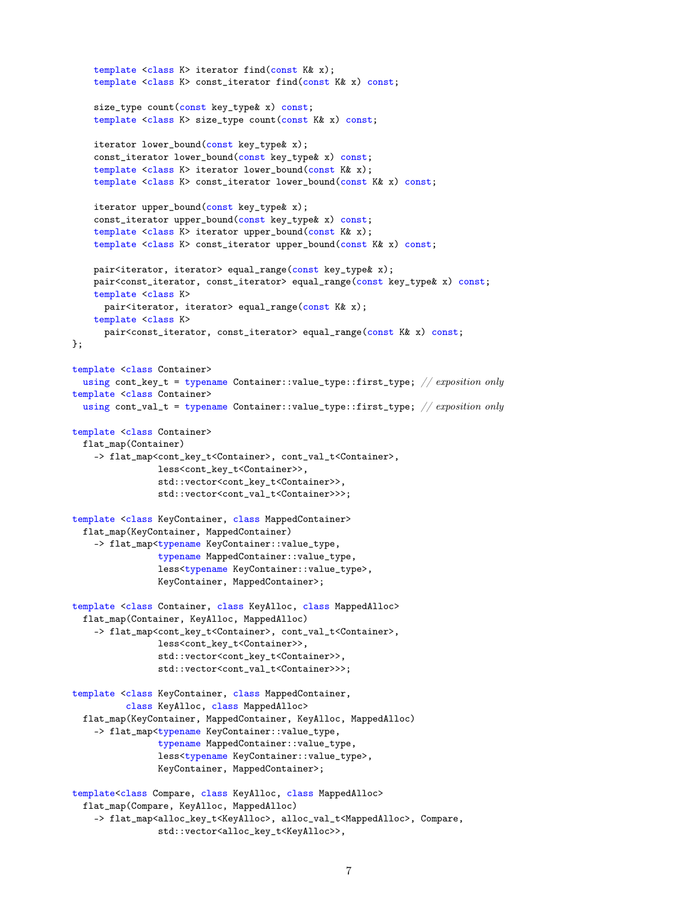```
    template <class K> iterator find(const K& x);
    template <class K> const_iterator find(const K& x) const;

    size_type count(const key_type& x) const;
    template <class K> size_type count(const K& x) const;

    iterator lower_bound(const key_type& x);
    const_iterator lower_bound(const key_type& x) const;
    template <class K> iterator lower_bound(const K& x);
    template <class K> const_iterator lower_bound(const K& x) const;

    iterator upper_bound(const key_type& x);
    const_iterator upper_bound(const key_type& x) const;
    template <class K> iterator upper_bound(const K& x);
    template <class K> const_iterator upper_bound(const K& x) const;

    pair<iterator, iterator> equal_range(const key_type& x);
    pair<const_iterator, const_iterator> equal_range(const key_type& x) const;
    template <class K>
      pair<iterator, iterator> equal_range(const K& x);
    template <class K>
      pair<const_iterator, const_iterator> equal_range(const K& x) const;
};

template <class Container>
  using cont_key_t = typename Container::value_type::first_type; // exposition only
template <class Container>
  using cont_val_t = typename Container::value_type::first_type; // exposition only

template <class Container>
  flat_map(Container)
    -> flat_map<cont_key_t<Container>, cont_val_t<Container>,
                less<cont_key_t<Container>>,
                std::vector<cont_key_t<Container>>,
                std::vector<cont_val_t<Container>>>;

template <class KeyContainer, class MappedContainer>
  flat_map(KeyContainer, MappedContainer)
    -> flat_map<typename KeyContainer::value_type,
                typename MappedContainer::value_type,
                less<typename KeyContainer::value_type>,
                KeyContainer, MappedContainer>;

template <class Container, class KeyAlloc, class MappedAlloc>
  flat_map(Container, KeyAlloc, MappedAlloc)
    -> flat_map<cont_key_t<Container>, cont_val_t<Container>,
                less<cont_key_t<Container>>,
                std::vector<cont_key_t<Container>>,
                std::vector<cont_val_t<Container>>>;

template <class KeyContainer, class MappedContainer,
          class KeyAlloc, class MappedAlloc>
  flat_map(KeyContainer, MappedContainer, KeyAlloc, MappedAlloc)
    -> flat_map<typename KeyContainer::value_type,
                typename MappedContainer::value_type,
                less<typename KeyContainer::value_type>,
                KeyContainer, MappedContainer>;

template<class Compare, class KeyAlloc, class MappedAlloc>
  flat_map(Compare, KeyAlloc, MappedAlloc)
    -> flat_map<alloc_key_t<KeyAlloc>, alloc_val_t<MappedAlloc>, Compare,
                std::vector<alloc_key_t<KeyAlloc>>,
```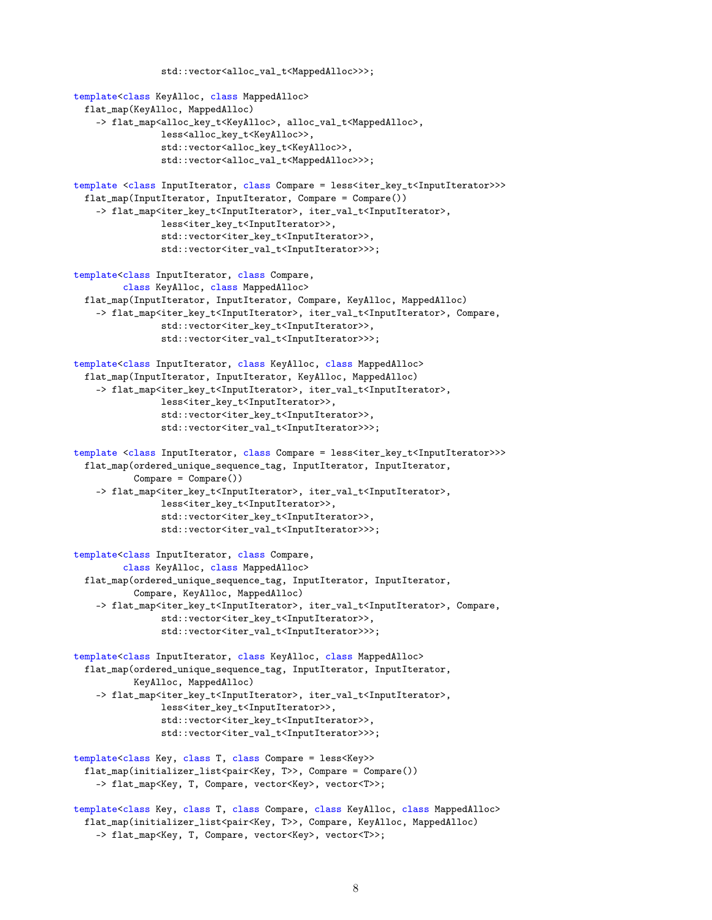```
                std::vector<alloc_val_t<MappedAlloc>>>;

template<class KeyAlloc, class MappedAlloc>
  flat_map(KeyAlloc, MappedAlloc)
    -> flat_map<alloc_key_t<KeyAlloc>, alloc_val_t<MappedAlloc>,
                less<alloc_key_t<KeyAlloc>>,
                std::vector<alloc_key_t<KeyAlloc>>,
                std::vector<alloc_val_t<MappedAlloc>>>;

template <class InputIterator, class Compare = less<iter_key_t<InputIterator>>>
  flat_map(InputIterator, InputIterator, Compare = Compare())
    -> flat_map<iter_key_t<InputIterator>, iter_val_t<InputIterator>,
                less<iter_key_t<InputIterator>>,
                std::vector<iter_key_t<InputIterator>>,
                std::vector<iter_val_t<InputIterator>>>;

template<class InputIterator, class Compare,
         class KeyAlloc, class MappedAlloc>
  flat_map(InputIterator, InputIterator, Compare, KeyAlloc, MappedAlloc)
    -> flat_map<iter_key_t<InputIterator>, iter_val_t<InputIterator>, Compare,
                std::vector<iter_key_t<InputIterator>>,
                std::vector<iter_val_t<InputIterator>>>;

template<class InputIterator, class KeyAlloc, class MappedAlloc>
  flat_map(InputIterator, InputIterator, KeyAlloc, MappedAlloc)
    -> flat_map<iter_key_t<InputIterator>, iter_val_t<InputIterator>,
                less<iter_key_t<InputIterator>>,
                std::vector<iter_key_t<InputIterator>>,
                std::vector<iter_val_t<InputIterator>>>;

template <class InputIterator, class Compare = less<iter_key_t<InputIterator>>>
  flat_map(ordered_unique_sequence_tag, InputIterator, InputIterator,
           Compare = Compare())
    -> flat_map<iter_key_t<InputIterator>, iter_val_t<InputIterator>,
                less<iter_key_t<InputIterator>>,
                std::vector<iter_key_t<InputIterator>>,
                std::vector<iter_val_t<InputIterator>>>;

template<class InputIterator, class Compare,
         class KeyAlloc, class MappedAlloc>
  flat_map(ordered_unique_sequence_tag, InputIterator, InputIterator,
           Compare, KeyAlloc, MappedAlloc)
    -> flat_map<iter_key_t<InputIterator>, iter_val_t<InputIterator>, Compare,
                std::vector<iter_key_t<InputIterator>>,
                std::vector<iter_val_t<InputIterator>>>;

template<class InputIterator, class KeyAlloc, class MappedAlloc>
  flat_map(ordered_unique_sequence_tag, InputIterator, InputIterator,
           KeyAlloc, MappedAlloc)
    -> flat_map<iter_key_t<InputIterator>, iter_val_t<InputIterator>,
                less<iter_key_t<InputIterator>>,
                std::vector<iter_key_t<InputIterator>>,
                std::vector<iter_val_t<InputIterator>>>;

template<class Key, class T, class Compare = less<Key>>
  flat_map(initializer_list<pair<Key, T>>, Compare = Compare())
    -> flat_map<Key, T, Compare, vector<Key>, vector<T>>;

template<class Key, class T, class Compare, class KeyAlloc, class MappedAlloc>
  flat_map(initializer_list<pair<Key, T>>, Compare, KeyAlloc, MappedAlloc)
    -> flat_map<Key, T, Compare, vector<Key>, vector<T>>;
```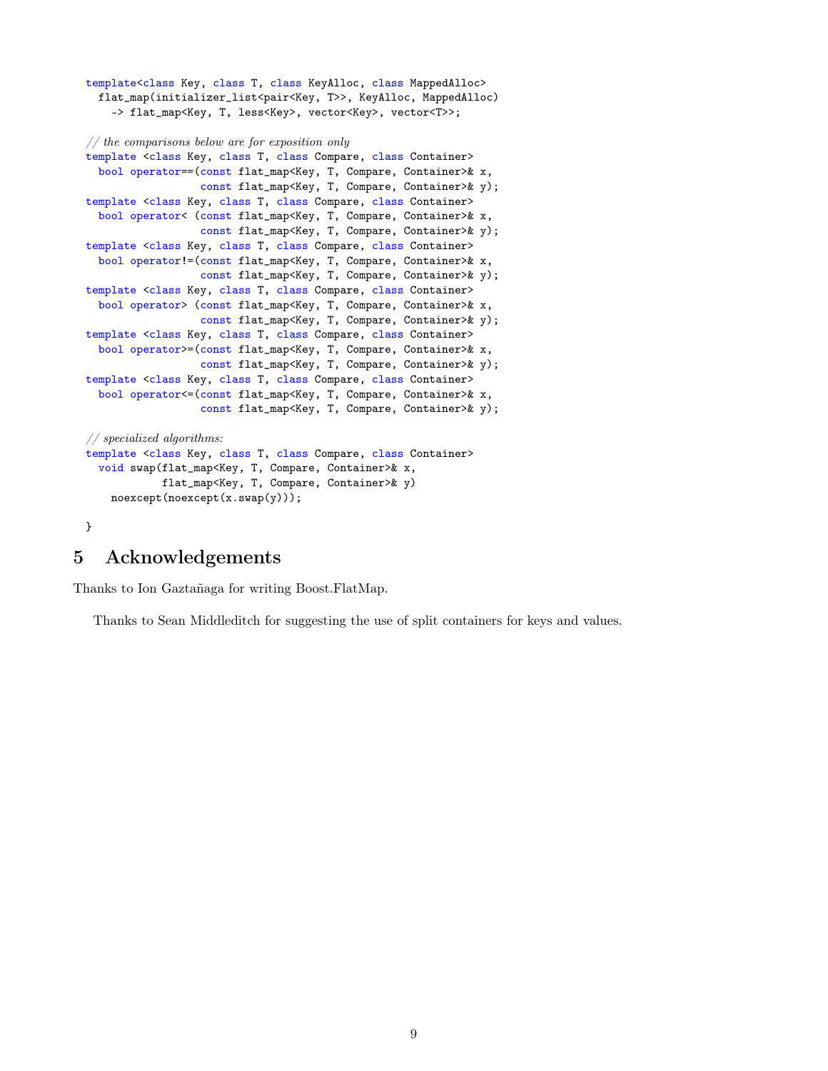```
template<class Key, class T, class KeyAlloc, class MappedAlloc>
  flat_map(initializer_list<pair<Key, T>>, KeyAlloc, MappedAlloc)
    -> flat_map<Key, T, less<Key>, vector<Key>, vector<T>>;

// the comparisons below are for exposition only
template <class Key, class T, class Compare, class Container>
  bool operator==(const flat_map<Key, T, Compare, Container>& x,
                  const flat_map<Key, T, Compare, Container>& y);
template <class Key, class T, class Compare, class Container>
  bool operator< (const flat_map<Key, T, Compare, Container>& x,
                  const flat_map<Key, T, Compare, Container>& y);
template <class Key, class T, class Compare, class Container>
  bool operator!=(const flat_map<Key, T, Compare, Container>& x,
                  const flat_map<Key, T, Compare, Container>& y);
template <class Key, class T, class Compare, class Container>
  bool operator> (const flat_map<Key, T, Compare, Container>& x,
                  const flat_map<Key, T, Compare, Container>& y);
template <class Key, class T, class Compare, class Container>
  bool operator>=(const flat_map<Key, T, Compare, Container>& x,
                  const flat_map<Key, T, Compare, Container>& y);
template <class Key, class T, class Compare, class Container>
  bool operator<=(const flat_map<Key, T, Compare, Container>& x,
                  const flat_map<Key, T, Compare, Container>& y);

// specialized algorithms:
template <class Key, class T, class Compare, class Container>
  void swap(flat_map<Key, T, Compare, Container>& x,
            flat_map<Key, T, Compare, Container>& y)
    noexcept(noexcept(x.swap(y)));

}
```

## 5 Acknowledgements

Thanks to Ion Gaztañaga for writing Boost.FlatMap.

Thanks to Sean Middleditch for suggesting the use of split containers for keys and values.